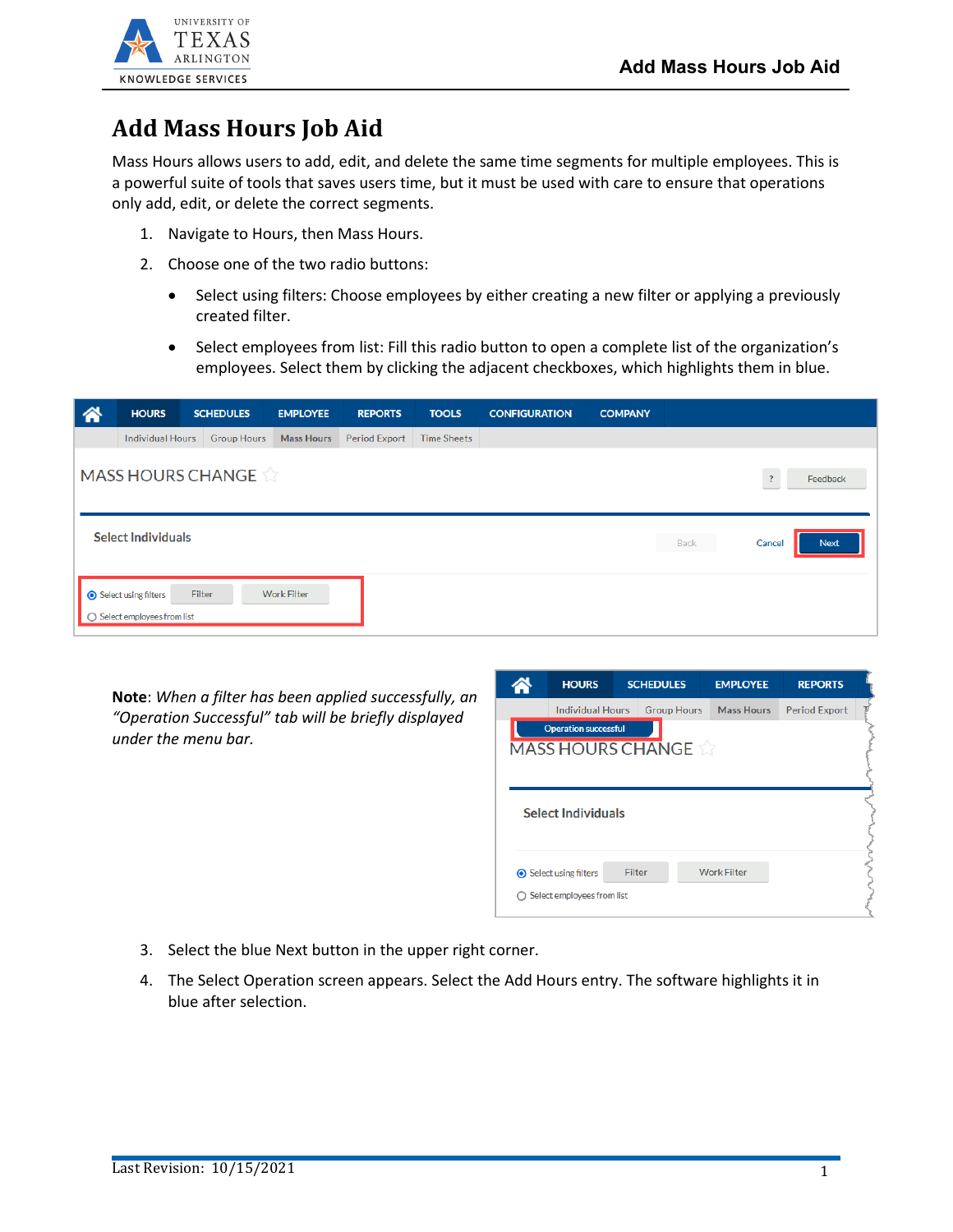# Add Mass Hours Job Aid

Mass Hours allows users to add, edit, and delete the same time segments for multiple employees. This is a powerful suite of tools that saves users time, but it must be used with care to ensure that operations only add, edit, or delete the correct segments.

1. Navigate to Hours, then Mass Hours.
2. Choose one of the two radio buttons:
   - Select using filters: Choose employees by either creating a new filter or applying a previously created filter.
   - Select employees from list: Fill this radio button to open a complete list of the organization's employees. Select them by clicking the adjacent checkboxes, which highlights them in blue.

**Note**: *When a filter has been applied successfully, an "Operation Successful" tab will be briefly displayed under the menu bar.*

3. Select the blue Next button in the upper right corner.
4. The Select Operation screen appears. Select the Add Hours entry. The software highlights it in blue after selection.

Last Revision: 10/15/2021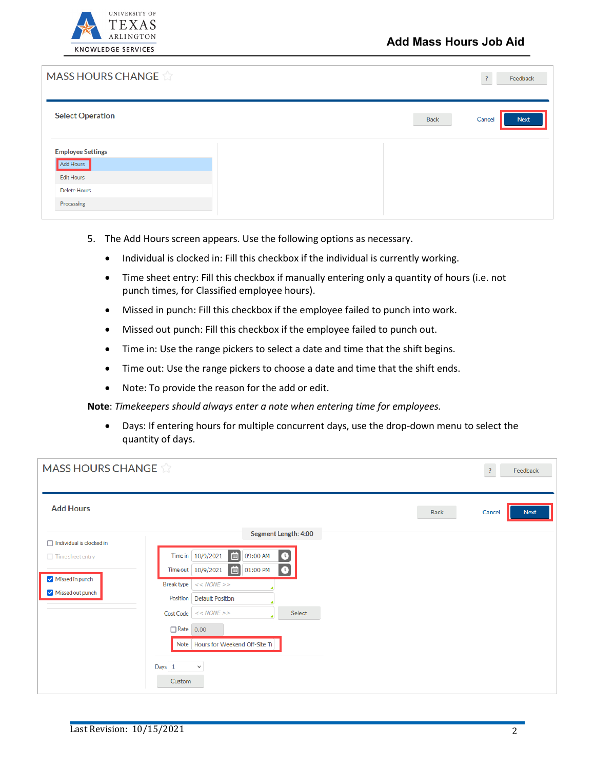5. The Add Hours screen appears. Use the following options as necessary.
   - Individual is clocked in: Fill this checkbox if the individual is currently working.
   - Time sheet entry: Fill this checkbox if manually entering only a quantity of hours (i.e. not punch times, for Classified employee hours).
   - Missed in punch: Fill this checkbox if the employee failed to punch into work.
   - Missed out punch: Fill this checkbox if the employee failed to punch out.
   - Time in: Use the range pickers to select a date and time that the shift begins.
   - Time out: Use the range pickers to choose a date and time that the shift ends.
   - Note: To provide the reason for the add or edit.

**Note**: *Timekeepers should always enter a note when entering time for employees.*

   - Days: If entering hours for multiple concurrent days, use the drop-down menu to select the quantity of days.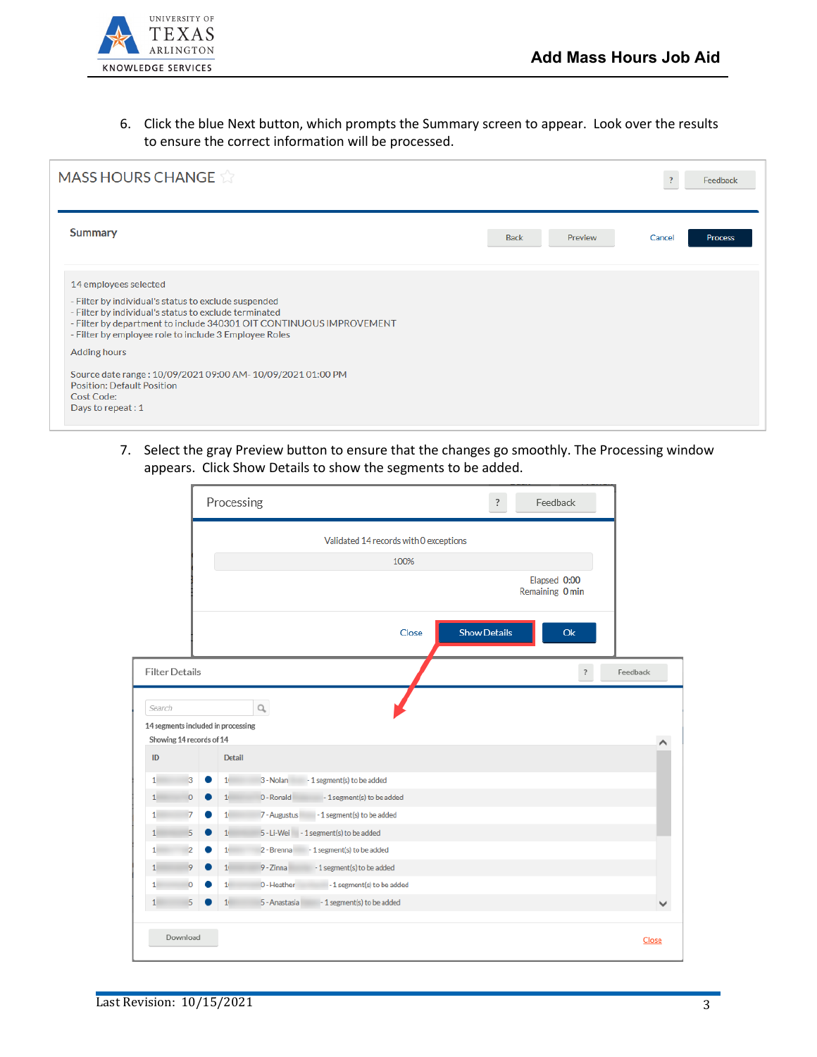6. Click the blue Next button, which prompts the Summary screen to appear. Look over the results to ensure the correct information will be processed.

MASS HOURS CHANGE

Feedback

Summary

Back | Preview | Cancel | Process

14 employees selected

- Filter by individual's status to exclude suspended
- Filter by individual's status to exclude terminated
- Filter by department to include 340301 OIT CONTINUOUS IMPROVEMENT
- Filter by employee role to include 3 Employee Roles

Adding hours

Source date range : 10/09/2021 09:00 AM- 10/09/2021 01:00 PM
Position: Default Position
Cost Code:
Days to repeat : 1

7. Select the gray Preview button to ensure that the changes go smoothly. The Processing window appears. Click Show Details to show the segments to be added.

Processing

Feedback

Validated 14 records with 0 exceptions

100%

Elapsed 0:00
Remaining 0 min

Close | Show Details | Ok

Filter Details

Feedback

Search

14 segments included in processing

Showing 14 records of 14

| ID | Detail |
| --- | --- |
| 1 3 | 1 3 - Nolan - 1 segment(s) to be added |
| 1 0 | 1 0 - Ronald - 1 segment(s) to be added |
| 1 7 | 1 7 - Augustus - 1 segment(s) to be added |
| 1 5 | 1 5 - Li-Wei - 1 segment(s) to be added |
| 1 2 | 1 2 - Brenna - 1 segment(s) to be added |
| 1 9 | 1 9 - Zinna - 1 segment(s) to be added |
| 1 0 | 1 0 - Heather - 1 segment(s) to be added |
| 1 5 | 1 5 - Anastasia - 1 segment(s) to be added |

Download | Close

Last Revision: 10/15/2021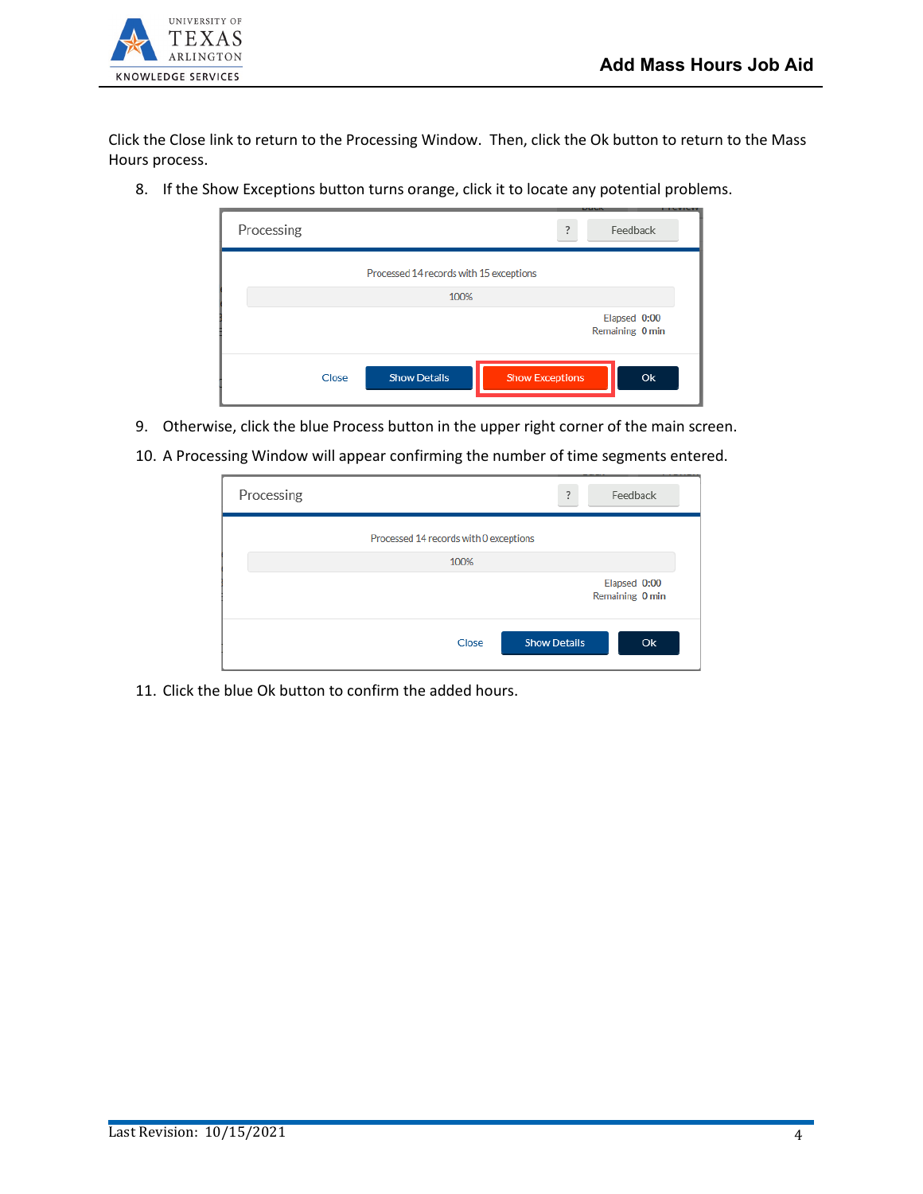Click the Close link to return to the Processing Window. Then, click the Ok button to return to the Mass Hours process.

8. If the Show Exceptions button turns orange, click it to locate any potential problems.

9. Otherwise, click the blue Process button in the upper right corner of the main screen.
10. A Processing Window will appear confirming the number of time segments entered.

11. Click the blue Ok button to confirm the added hours.